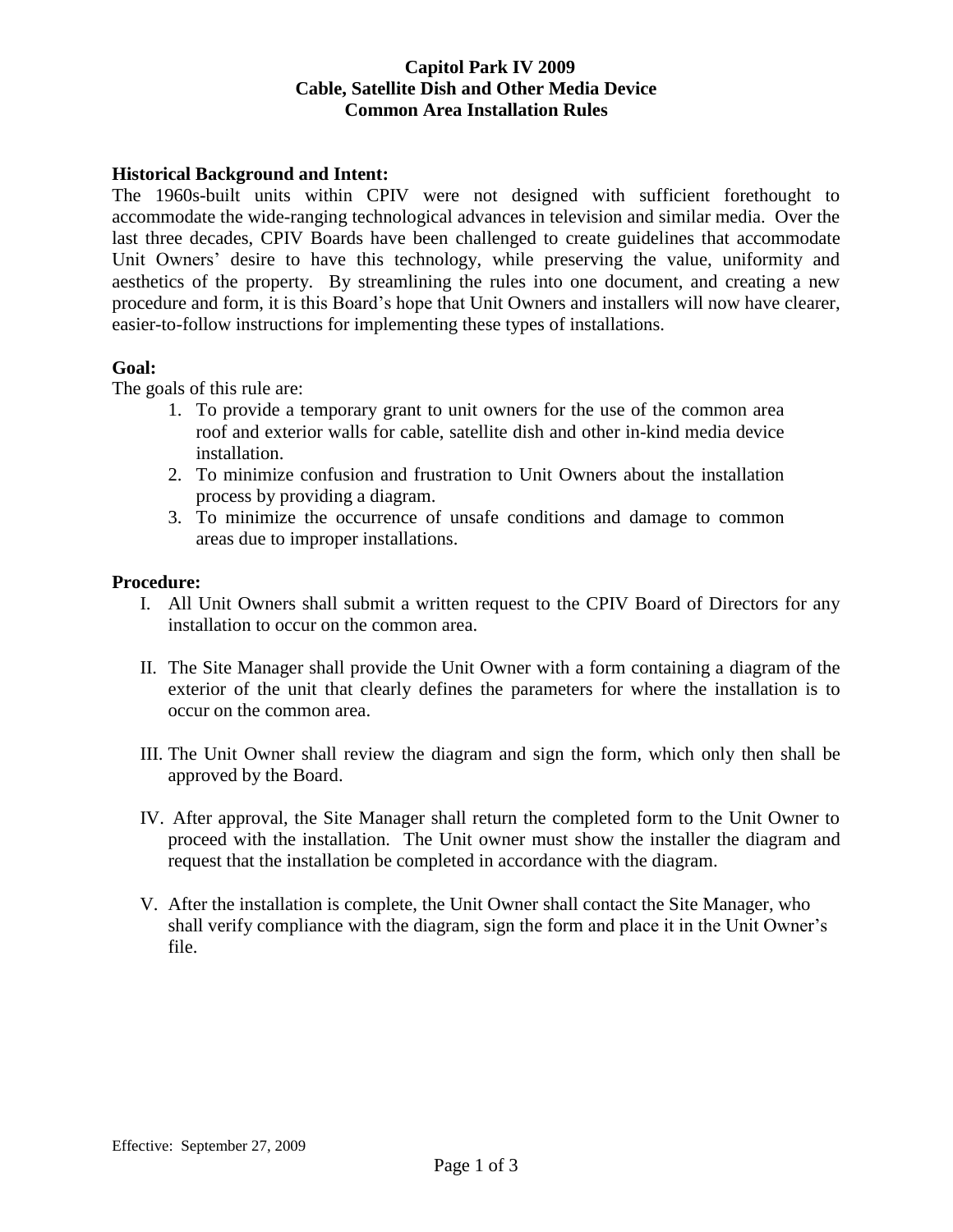# Capitol Park IV 2009
# Cable, Satellite Dish and Other Media Device
# Common Area Installation Rules

**Historical Background and Intent:**

The 1960s-built units within CPIV were not designed with sufficient forethought to accommodate the wide-ranging technological advances in television and similar media. Over the last three decades, CPIV Boards have been challenged to create guidelines that accommodate Unit Owners' desire to have this technology, while preserving the value, uniformity and aesthetics of the property. By streamlining the rules into one document, and creating a new procedure and form, it is this Board's hope that Unit Owners and installers will now have clearer, easier-to-follow instructions for implementing these types of installations.

**Goal:**

The goals of this rule are:

1. To provide a temporary grant to unit owners for the use of the common area roof and exterior walls for cable, satellite dish and other in-kind media device installation.
2. To minimize confusion and frustration to Unit Owners about the installation process by providing a diagram.
3. To minimize the occurrence of unsafe conditions and damage to common areas due to improper installations.

**Procedure:**

I. All Unit Owners shall submit a written request to the CPIV Board of Directors for any installation to occur on the common area.

II. The Site Manager shall provide the Unit Owner with a form containing a diagram of the exterior of the unit that clearly defines the parameters for where the installation is to occur on the common area.

III. The Unit Owner shall review the diagram and sign the form, which only then shall be approved by the Board.

IV. After approval, the Site Manager shall return the completed form to the Unit Owner to proceed with the installation. The Unit owner must show the installer the diagram and request that the installation be completed in accordance with the diagram.

V. After the installation is complete, the Unit Owner shall contact the Site Manager, who shall verify compliance with the diagram, sign the form and place it in the Unit Owner's file.

Effective: September 27, 2009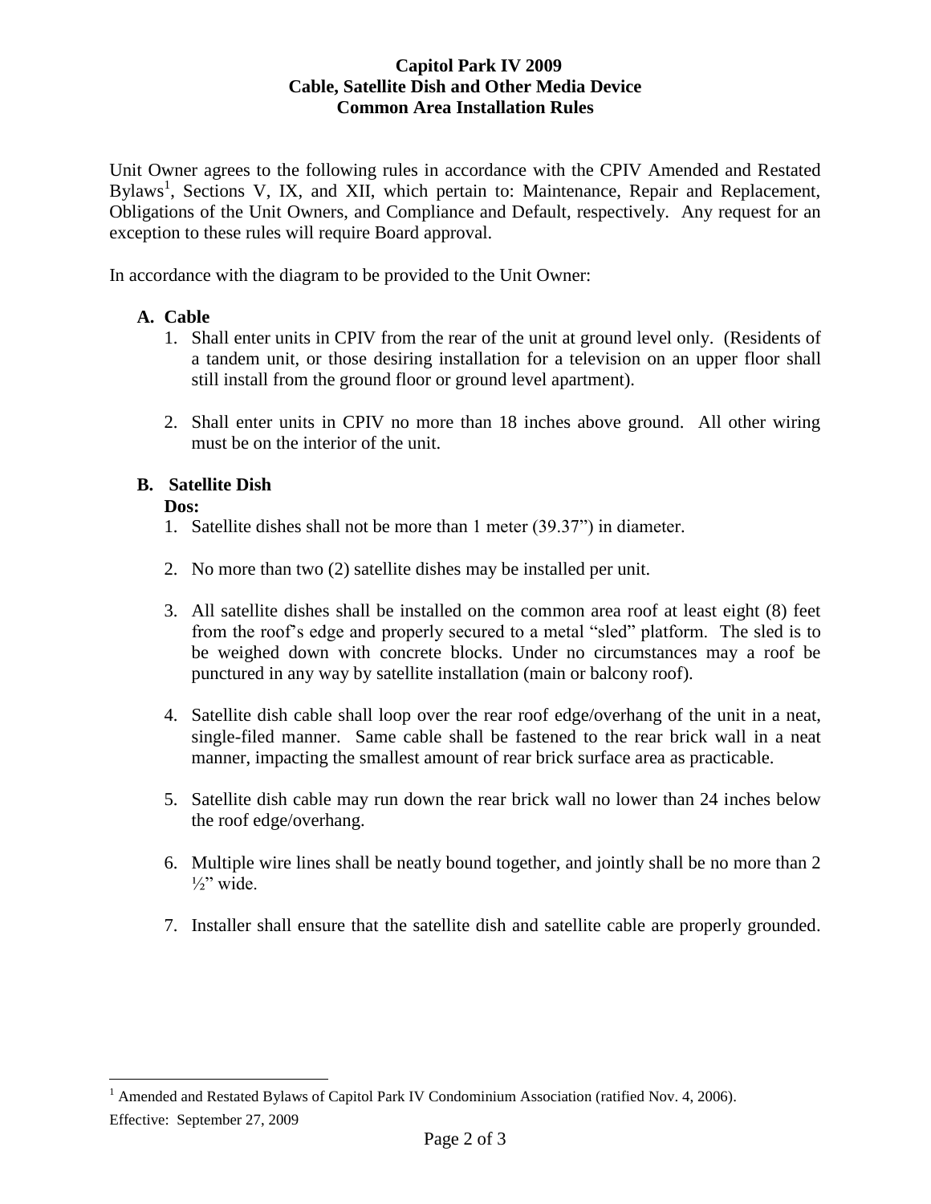**Capitol Park IV 2009**
**Cable, Satellite Dish and Other Media Device**
**Common Area Installation Rules**

Unit Owner agrees to the following rules in accordance with the CPIV Amended and Restated Bylaws[1], Sections V, IX, and XII, which pertain to: Maintenance, Repair and Replacement, Obligations of the Unit Owners, and Compliance and Default, respectively. Any request for an exception to these rules will require Board approval.

In accordance with the diagram to be provided to the Unit Owner:

**A. Cable**

1. Shall enter units in CPIV from the rear of the unit at ground level only. (Residents of a tandem unit, or those desiring installation for a television on an upper floor shall still install from the ground floor or ground level apartment).

2. Shall enter units in CPIV no more than 18 inches above ground. All other wiring must be on the interior of the unit.

**B. Satellite Dish**

**Dos:**

1. Satellite dishes shall not be more than 1 meter (39.37") in diameter.

2. No more than two (2) satellite dishes may be installed per unit.

3. All satellite dishes shall be installed on the common area roof at least eight (8) feet from the roof's edge and properly secured to a metal "sled" platform. The sled is to be weighed down with concrete blocks. Under no circumstances may a roof be punctured in any way by satellite installation (main or balcony roof).

4. Satellite dish cable shall loop over the rear roof edge/overhang of the unit in a neat, single-filed manner. Same cable shall be fastened to the rear brick wall in a neat manner, impacting the smallest amount of rear brick surface area as practicable.

5. Satellite dish cable may run down the rear brick wall no lower than 24 inches below the roof edge/overhang.

6. Multiple wire lines shall be neatly bound together, and jointly shall be no more than 2 ½" wide.

7. Installer shall ensure that the satellite dish and satellite cable are properly grounded.

[1] Amended and Restated Bylaws of Capitol Park IV Condominium Association (ratified Nov. 4, 2006).

Effective: September 27, 2009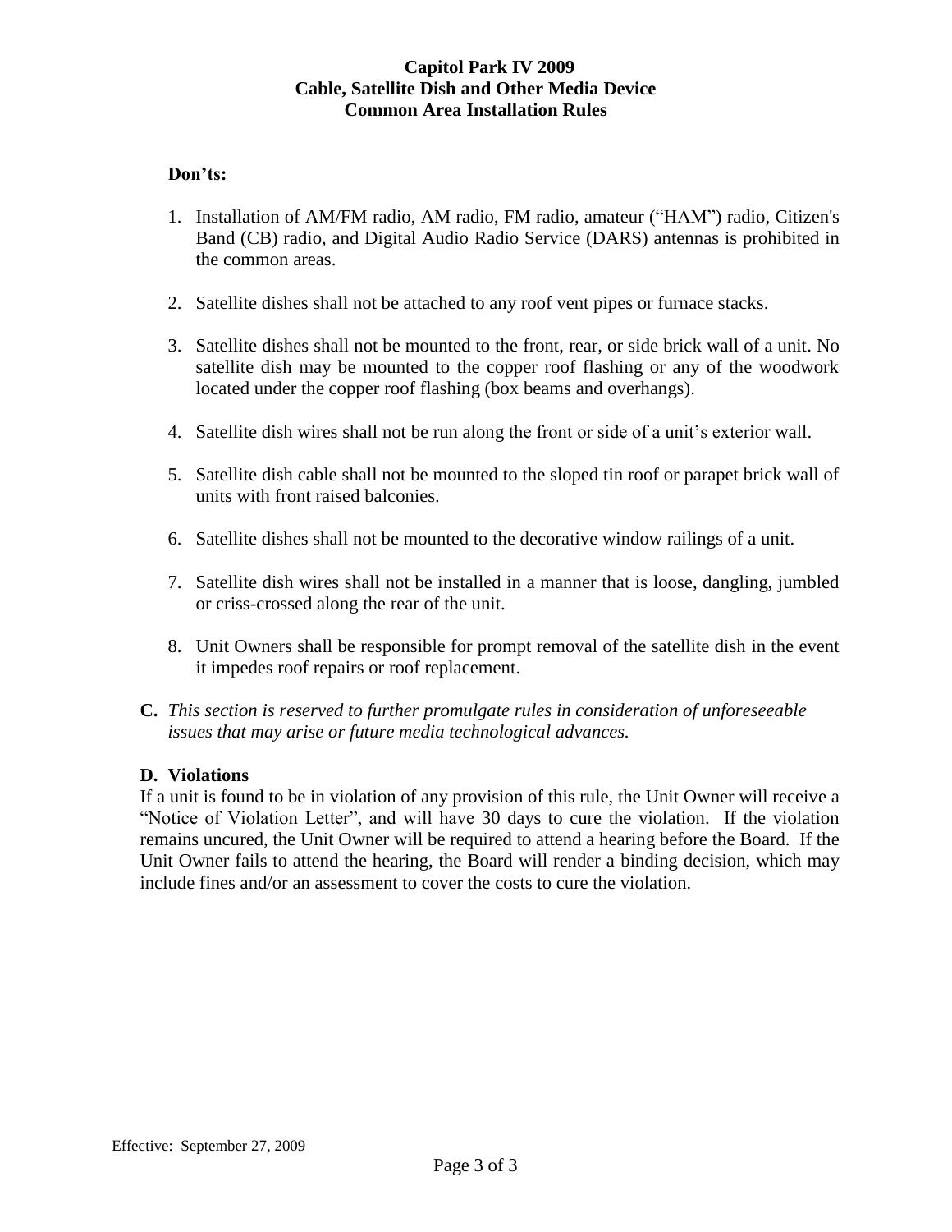**Don'ts:**

1. Installation of AM/FM radio, AM radio, FM radio, amateur ("HAM") radio, Citizen's Band (CB) radio, and Digital Audio Radio Service (DARS) antennas is prohibited in the common areas.

2. Satellite dishes shall not be attached to any roof vent pipes or furnace stacks.

3. Satellite dishes shall not be mounted to the front, rear, or side brick wall of a unit. No satellite dish may be mounted to the copper roof flashing or any of the woodwork located under the copper roof flashing (box beams and overhangs).

4. Satellite dish wires shall not be run along the front or side of a unit's exterior wall.

5. Satellite dish cable shall not be mounted to the sloped tin roof or parapet brick wall of units with front raised balconies.

6. Satellite dishes shall not be mounted to the decorative window railings of a unit.

7. Satellite dish wires shall not be installed in a manner that is loose, dangling, jumbled or criss-crossed along the rear of the unit.

8. Unit Owners shall be responsible for prompt removal of the satellite dish in the event it impedes roof repairs or roof replacement.

**C.** *This section is reserved to further promulgate rules in consideration of unforeseeable issues that may arise or future media technological advances.*

**D. Violations**

If a unit is found to be in violation of any provision of this rule, the Unit Owner will receive a "Notice of Violation Letter", and will have 30 days to cure the violation. If the violation remains uncured, the Unit Owner will be required to attend a hearing before the Board. If the Unit Owner fails to attend the hearing, the Board will render a binding decision, which may include fines and/or an assessment to cover the costs to cure the violation.

Effective: September 27, 2009